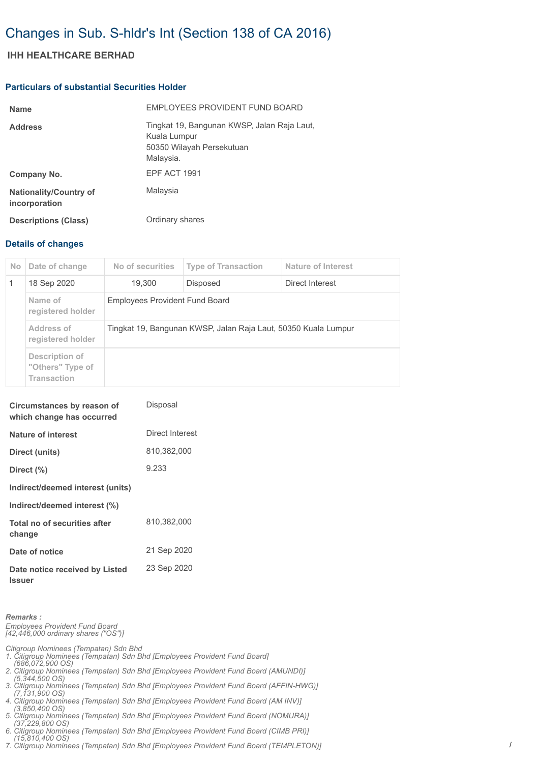# Changes in Sub. S-hldr's Int (Section 138 of CA 2016)

## IHH HEALTHCARE BERHAD

### Particulars of substantial Securities Holder

| | |
|---|---|
| **Name** | EMPLOYEES PROVIDENT FUND BOARD |
| **Address** | Tingkat 19, Bangunan KWSP, Jalan Raja Laut,<br>Kuala Lumpur<br>50350 Wilayah Persekutuan<br>Malaysia. |
| **Company No.** | EPF ACT 1991 |
| **Nationality/Country of incorporation** | Malaysia |
| **Descriptions (Class)** | Ordinary shares |

### Details of changes

| No | Date of change | No of securities | Type of Transaction | Nature of Interest |
|---|---|---|---|---|
| 1 | 18 Sep 2020 | 19,300 | Disposed | Direct Interest |
| | Name of registered holder | Employees Provident Fund Board | | |
| | Address of registered holder | Tingkat 19, Bangunan KWSP, Jalan Raja Laut, 50350 Kuala Lumpur | | |
| | Description of "Others" Type of Transaction | | | |

| | |
|---|---|
| **Circumstances by reason of which change has occurred** | Disposal |
| **Nature of interest** | Direct Interest |
| **Direct (units)** | 810,382,000 |
| **Direct (%)** | 9.233 |
| **Indirect/deemed interest (units)** | |
| **Indirect/deemed interest (%)** | |
| **Total no of securities after change** | 810,382,000 |
| **Date of notice** | 21 Sep 2020 |
| **Date notice received by Listed Issuer** | 23 Sep 2020 |

*Remarks :*
*Employees Provident Fund Board*
*[42,446,000 ordinary shares ("OS")]*

*Citigroup Nominees (Tempatan) Sdn Bhd*
1. *Citigroup Nominees (Tempatan) Sdn Bhd [Employees Provident Fund Board] (686,072,900 OS)*
2. *Citigroup Nominees (Tempatan) Sdn Bhd [Employees Provident Fund Board (AMUNDI)] (5,344,500 OS)*
3. *Citigroup Nominees (Tempatan) Sdn Bhd [Employees Provident Fund Board (AFFIN-HWG)] (7,131,900 OS)*
4. *Citigroup Nominees (Tempatan) Sdn Bhd [Employees Provident Fund Board (AM INV)] (3,850,400 OS)*
5. *Citigroup Nominees (Tempatan) Sdn Bhd [Employees Provident Fund Board (NOMURA)] (37,229,800 OS)*
6. *Citigroup Nominees (Tempatan) Sdn Bhd [Employees Provident Fund Board (CIMB PRI)] (15,810,400 OS)*
7. *Citigroup Nominees (Tempatan) Sdn Bhd [Employees Provident Fund Board (TEMPLETON)]*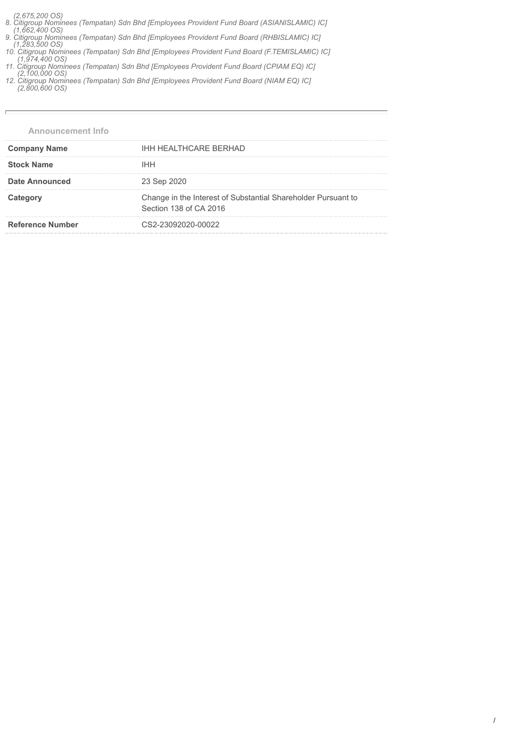*(2,675,200 OS)*

*8. Citigroup Nominees (Tempatan) Sdn Bhd [Employees Provident Fund Board (ASIANISLAMIC) IC] (1,662,400 OS)*

*9. Citigroup Nominees (Tempatan) Sdn Bhd [Employees Provident Fund Board (RHBISLAMIC) IC] (1,283,500 OS)*

*10. Citigroup Nominees (Tempatan) Sdn Bhd [Employees Provident Fund Board (F.TEMISLAMIC) IC] (1,974,400 OS)*

*11. Citigroup Nominees (Tempatan) Sdn Bhd [Employees Provident Fund Board (CPIAM EQ) IC] (2,100,000 OS)*

*12. Citigroup Nominees (Tempatan) Sdn Bhd [Employees Provident Fund Board (NIAM EQ) IC] (2,800,600 OS)*

---

**Announcement Info**

| | |
|---|---|
| **Company Name** | IHH HEALTHCARE BERHAD |
| **Stock Name** | IHH |
| **Date Announced** | 23 Sep 2020 |
| **Category** | Change in the Interest of Substantial Shareholder Pursuant to Section 138 of CA 2016 |
| **Reference Number** | CS2-23092020-00022 |